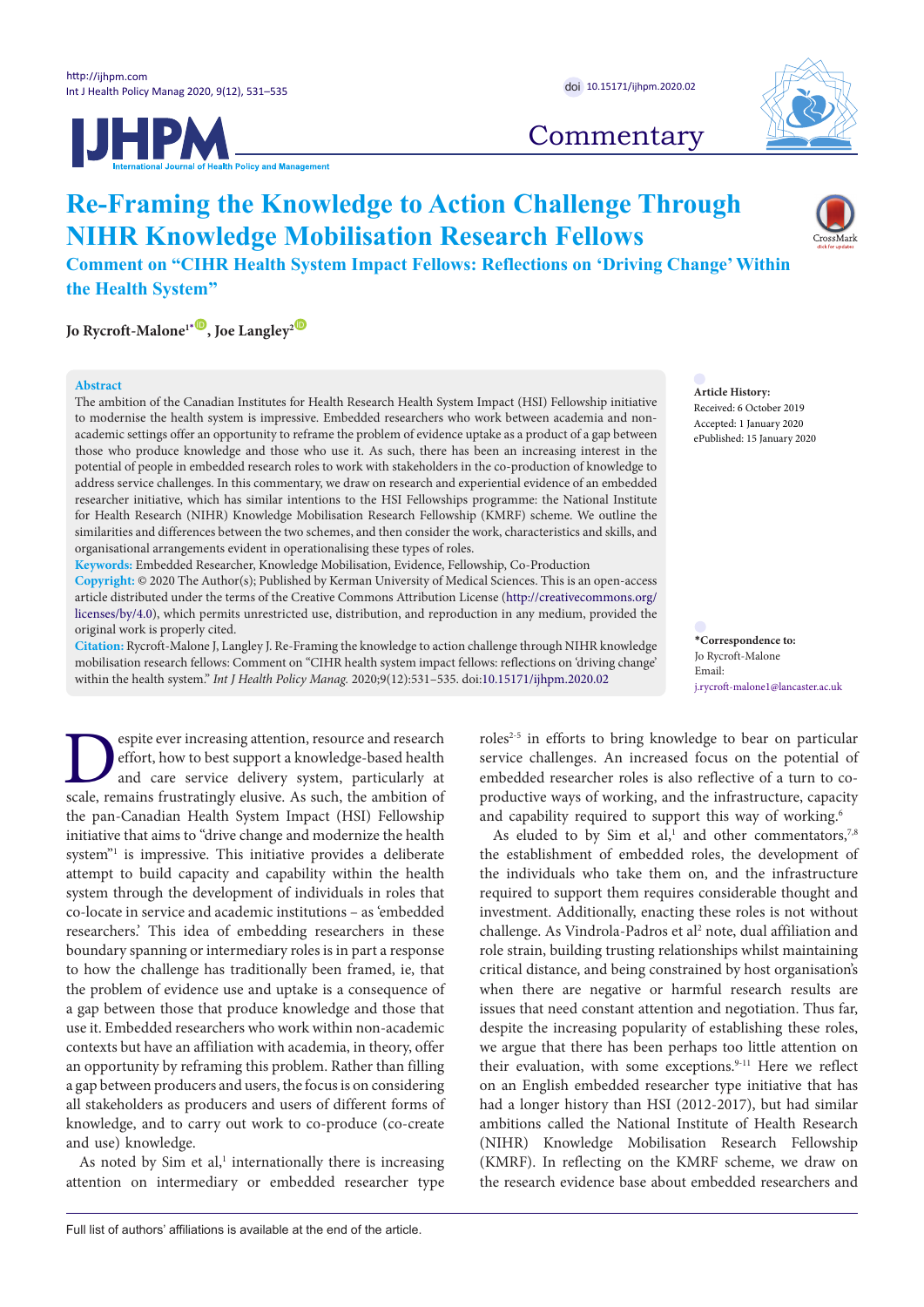Commentary

# Re-Framing the Knowledge to Action Challenge Through NIHR Knowledge Mobilisation Research Fellows

## Comment on "CIHR Health System Impact Fellows: Reflections on 'Driving Change' Within the Health System"

**Jo Rycroft-Malone[1*], Joe Langley[2]**

**Abstract**

The ambition of the Canadian Institutes for Health Research Health System Impact (HSI) Fellowship initiative to modernise the health system is impressive. Embedded researchers who work between academia and non-academic settings offer an opportunity to reframe the problem of evidence uptake as a product of a gap between those who produce knowledge and those who use it. As such, there has been an increasing interest in the potential of people in embedded research roles to work with stakeholders in the co-production of knowledge to address service challenges. In this commentary, we draw on research and experiential evidence of an embedded researcher initiative, which has similar intentions to the HSI Fellowships programme: the National Institute for Health Research (NIHR) Knowledge Mobilisation Research Fellowship (KMRF) scheme. We outline the similarities and differences between the two schemes, and then consider the work, characteristics and skills, and organisational arrangements evident in operationalising these types of roles.

**Keywords:** Embedded Researcher, Knowledge Mobilisation, Evidence, Fellowship, Co-Production

**Copyright:** © 2020 The Author(s); Published by Kerman University of Medical Sciences. This is an open-access article distributed under the terms of the Creative Commons Attribution License (http://creativecommons.org/licenses/by/4.0), which permits unrestricted use, distribution, and reproduction in any medium, provided the original work is properly cited.

**Citation:** Rycroft-Malone J, Langley J. Re-Framing the knowledge to action challenge through NIHR knowledge mobilisation research fellows: Comment on "CIHR health system impact fellows: reflections on 'driving change' within the health system." *Int J Health Policy Manag.* 2020;9(12):531–535. doi:10.15171/ijhpm.2020.02

**Article History:**
Received: 6 October 2019
Accepted: 1 January 2020
ePublished: 15 January 2020

***Correspondence to:**
Jo Rycroft-Malone
Email:
j.rycroft-malone1@lancaster.ac.uk

Despite ever increasing attention, resource and research effort, how to best support a knowledge-based health and care service delivery system, particularly at scale, remains frustratingly elusive. As such, the ambition of the pan-Canadian Health System Impact (HSI) Fellowship initiative that aims to "drive change and modernize the health system"[1] is impressive. This initiative provides a deliberate attempt to build capacity and capability within the health system through the development of individuals in roles that co-locate in service and academic institutions – as 'embedded researchers.' This idea of embedding researchers in these boundary spanning or intermediary roles is in part a response to how the challenge has traditionally been framed, ie, that the problem of evidence use and uptake is a consequence of a gap between those that produce knowledge and those that use it. Embedded researchers who work within non-academic contexts but have an affiliation with academia, in theory, offer an opportunity by reframing this problem. Rather than filling a gap between producers and users, the focus is on considering all stakeholders as producers and users of different forms of knowledge, and to carry out work to co-produce (co-create and use) knowledge.

As noted by Sim et al,[1] internationally there is increasing attention on intermediary or embedded researcher type roles[2-5] in efforts to bring knowledge to bear on particular service challenges. An increased focus on the potential of embedded researcher roles is also reflective of a turn to co-productive ways of working, and the infrastructure, capacity and capability required to support this way of working.[6]

As eluded to by Sim et al,[1] and other commentators,[7,8] the establishment of embedded roles, the development of the individuals who take them on, and the infrastructure required to support them requires considerable thought and investment. Additionally, enacting these roles is not without challenge. As Vindrola-Padros et al[2] note, dual affiliation and role strain, building trusting relationships whilst maintaining critical distance, and being constrained by host organisation's when there are negative or harmful research results are issues that need constant attention and negotiation. Thus far, despite the increasing popularity of establishing these roles, we argue that there has been perhaps too little attention on their evaluation, with some exceptions.[9-11] Here we reflect on an English embedded researcher type initiative that has had a longer history than HSI (2012-2017), but had similar ambitions called the National Institute of Health Research (NIHR) Knowledge Mobilisation Research Fellowship (KMRF). In reflecting on the KMRF scheme, we draw on the research evidence base about embedded researchers and

Full list of authors' affiliations is available at the end of the article.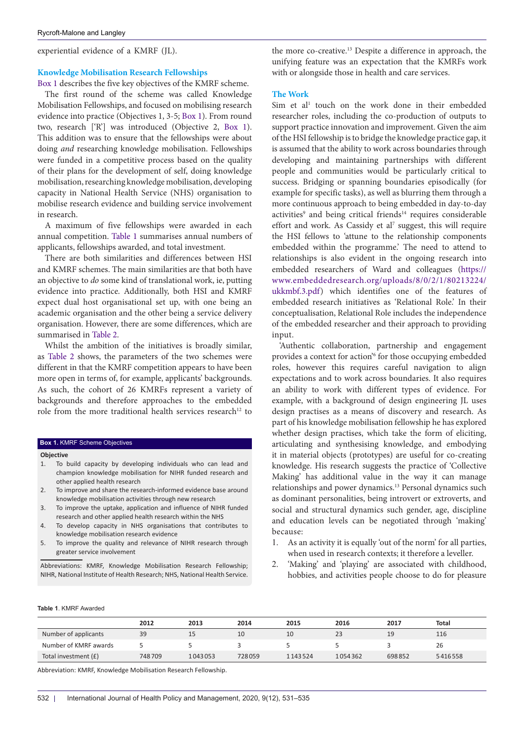experiential evidence of a KMRF (JL).

### Knowledge Mobilisation Research Fellowships

Box 1 describes the five key objectives of the KMRF scheme.

The first round of the scheme was called Knowledge Mobilisation Fellowships, and focused on mobilising research evidence into practice (Objectives 1, 3-5; Box 1). From round two, research ['R'] was introduced (Objective 2, Box 1). This addition was to ensure that the fellowships were about doing *and* researching knowledge mobilisation. Fellowships were funded in a competitive process based on the quality of their plans for the development of self, doing knowledge mobilisation, researching knowledge mobilisation, developing capacity in National Health Service (NHS) organisation to mobilise research evidence and building service involvement in research.

A maximum of five fellowships were awarded in each annual competition. Table 1 summarises annual numbers of applicants, fellowships awarded, and total investment.

There are both similarities and differences between HSI and KMRF schemes. The main similarities are that both have an objective to *do* some kind of translational work, ie, putting evidence into practice. Additionally, both HSI and KMRF expect dual host organisational set up, with one being an academic organisation and the other being a service delivery organisation. However, there are some differences, which are summarised in Table 2.

Whilst the ambition of the initiatives is broadly similar, as Table 2 shows, the parameters of the two schemes were different in that the KMRF competition appears to have been more open in terms of, for example, applicants' backgrounds. As such, the cohort of 26 KMRFs represent a variety of backgrounds and therefore approaches to the embedded role from the more traditional health services research[12] to the more co-creative.[13] Despite a difference in approach, the unifying feature was an expectation that the KMRFs work with or alongside those in health and care services.

**Box 1.** KMRF Scheme Objectives

**Objective**

1. To build capacity by developing individuals who can lead and champion knowledge mobilisation for NIHR funded research and other applied health research
2. To improve and share the research-informed evidence base around knowledge mobilisation activities through new research
3. To improve the uptake, application and influence of NIHR funded research and other applied health research within the NHS
4. To develop capacity in NHS organisations that contributes to knowledge mobilisation research evidence
5. To improve the quality and relevance of NIHR research through greater service involvement

Abbreviations: KMRF, Knowledge Mobilisation Research Fellowship; NIHR, National Institute of Health Research; NHS, National Health Service.

### The Work

Sim et al[1] touch on the work done in their embedded researcher roles, including the co-production of outputs to support practice innovation and improvement. Given the aim of the HSI fellowship is to bridge the knowledge practice gap, it is assumed that the ability to work across boundaries through developing and maintaining partnerships with different people and communities would be particularly critical to success. Bridging or spanning boundaries episodically (for example for specific tasks), as well as blurring them through a more continuous approach to being embedded in day-to-day activities[9] and being critical friends[14] requires considerable effort and work. As Cassidy et al[7] suggest, this will require the HSI fellows to 'attune to the relationship components embedded within the programme.' The need to attend to relationships is also evident in the ongoing research into embedded researchers of Ward and colleagues (https://www.embeddedresearch.org/uploads/8/0/2/1/80213224/ukkmbf.3.pdf) which identifies one of the features of embedded research initiatives as 'Relational Role.' In their conceptualisation, Relational Role includes the independence of the embedded researcher and their approach to providing input.

'Authentic collaboration, partnership and engagement provides a context for action'[6] for those occupying embedded roles, however this requires careful navigation to align expectations and to work across boundaries. It also requires an ability to work with different types of evidence. For example, with a background of design engineering JL uses design practises as a means of discovery and research. As part of his knowledge mobilisation fellowship he has explored whether design practises, which take the form of eliciting, articulating and synthesising knowledge, and embodying it in material objects (prototypes) are useful for co-creating knowledge. His research suggests the practice of 'Collective Making' has additional value in the way it can manage relationships and power dynamics.[13] Personal dynamics such as dominant personalities, being introvert or extroverts, and social and structural dynamics such gender, age, discipline and education levels can be negotiated through 'making' because:

1. As an activity it is equally 'out of the norm' for all parties, when used in research contexts; it therefore a leveller.
2. 'Making' and 'playing' are associated with childhood, hobbies, and activities people choose to do for pleasure

**Table 1**. KMRF Awarded

| | 2012 | 2013 | 2014 | 2015 | 2016 | 2017 | Total |
|---|---|---|---|---|---|---|---|
| Number of applicants | 39 | 15 | 10 | 10 | 23 | 19 | 116 |
| Number of KMRF awards | 5 | 5 | 3 | 5 | 5 | 3 | 26 |
| Total investment (£) | 748 709 | 1 043 053 | 728 059 | 1 143 524 | 1 054 362 | 698 852 | 5 416 558 |

Abbreviation: KMRF, Knowledge Mobilisation Research Fellowship.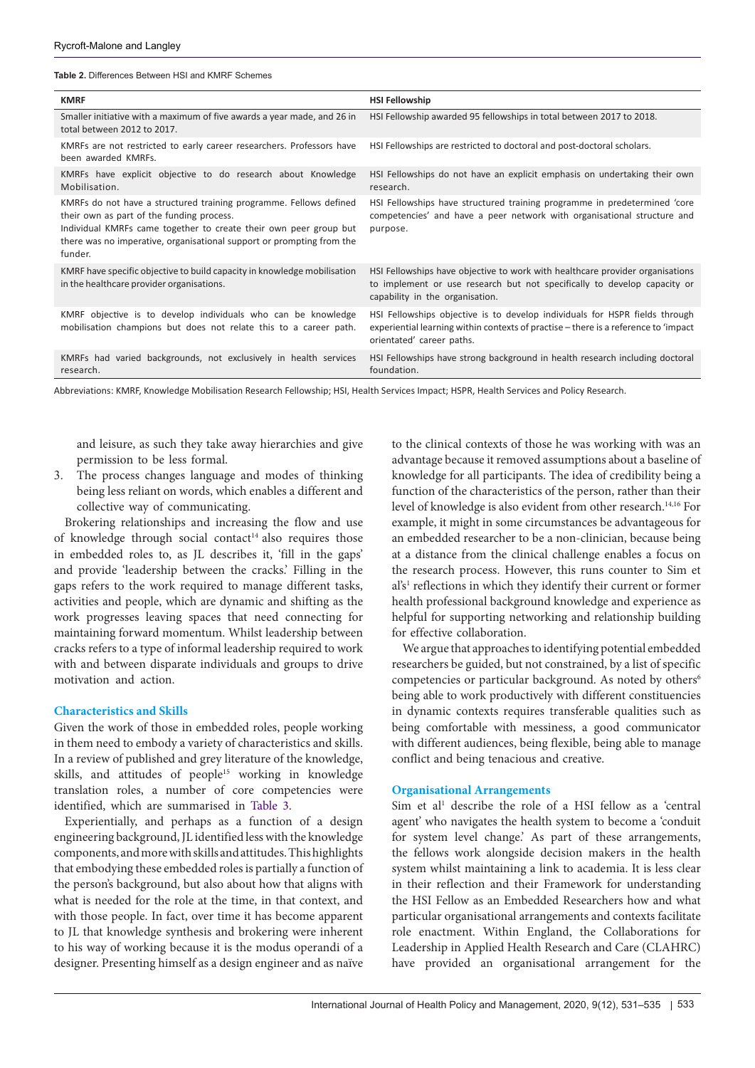**Table 2.** Differences Between HSI and KMRF Schemes

| KMRF | HSI Fellowship |
|---|---|
| Smaller initiative with a maximum of five awards a year made, and 26 in total between 2012 to 2017. | HSI Fellowship awarded 95 fellowships in total between 2017 to 2018. |
| KMRFs are not restricted to early career researchers. Professors have been awarded KMRFs. | HSI Fellowships are restricted to doctoral and post-doctoral scholars. |
| KMRFs have explicit objective to do research about Knowledge Mobilisation. | HSI Fellowships do not have an explicit emphasis on undertaking their own research. |
| KMRFs do not have a structured training programme. Fellows defined their own as part of the funding process. Individual KMRFs came together to create their own peer group but there was no imperative, organisational support or prompting from the funder. | HSI Fellowships have structured training programme in predetermined 'core competencies' and have a peer network with organisational structure and purpose. |
| KMRF have specific objective to build capacity in knowledge mobilisation in the healthcare provider organisations. | HSI Fellowships have objective to work with healthcare provider organisations to implement or use research but not specifically to develop capacity or capability in the organisation. |
| KMRF objective is to develop individuals who can be knowledge mobilisation champions but does not relate this to a career path. | HSI Fellowships objective is to develop individuals for HSPR fields through experiential learning within contexts of practise – there is a reference to 'impact orientated' career paths. |
| KMRFs had varied backgrounds, not exclusively in health services research. | HSI Fellowships have strong background in health research including doctoral foundation. |

Abbreviations: KMRF, Knowledge Mobilisation Research Fellowship; HSI, Health Services Impact; HSPR, Health Services and Policy Research.

and leisure, as such they take away hierarchies and give permission to be less formal.

3. The process changes language and modes of thinking being less reliant on words, which enables a different and collective way of communicating.

Brokering relationships and increasing the flow and use of knowledge through social contact[14] also requires those in embedded roles to, as JL describes it, 'fill in the gaps' and provide 'leadership between the cracks.' Filling in the gaps refers to the work required to manage different tasks, activities and people, which are dynamic and shifting as the work progresses leaving spaces that need connecting for maintaining forward momentum. Whilst leadership between cracks refers to a type of informal leadership required to work with and between disparate individuals and groups to drive motivation and action.

### Characteristics and Skills

Given the work of those in embedded roles, people working in them need to embody a variety of characteristics and skills. In a review of published and grey literature of the knowledge, skills, and attitudes of people[15] working in knowledge translation roles, a number of core competencies were identified, which are summarised in Table 3.

Experientially, and perhaps as a function of a design engineering background, JL identified less with the knowledge components, and more with skills and attitudes. This highlights that embodying these embedded roles is partially a function of the person's background, but also about how that aligns with what is needed for the role at the time, in that context, and with those people. In fact, over time it has become apparent to JL that knowledge synthesis and brokering were inherent to his way of working because it is the modus operandi of a designer. Presenting himself as a design engineer and as naïve to the clinical contexts of those he was working with was an advantage because it removed assumptions about a baseline of knowledge for all participants. The idea of credibility being a function of the characteristics of the person, rather than their level of knowledge is also evident from other research.[14,16] For example, it might in some circumstances be advantageous for an embedded researcher to be a non-clinician, because being at a distance from the clinical challenge enables a focus on the research process. However, this runs counter to Sim et al's[1] reflections in which they identify their current or former health professional background knowledge and experience as helpful for supporting networking and relationship building for effective collaboration.

We argue that approaches to identifying potential embedded researchers be guided, but not constrained, by a list of specific competencies or particular background. As noted by others[6] being able to work productively with different constituencies in dynamic contexts requires transferable qualities such as being comfortable with messiness, a good communicator with different audiences, being flexible, being able to manage conflict and being tenacious and creative.

### Organisational Arrangements

Sim et al[1] describe the role of a HSI fellow as a 'central agent' who navigates the health system to become a 'conduit for system level change.' As part of these arrangements, the fellows work alongside decision makers in the health system whilst maintaining a link to academia. It is less clear in their reflection and their Framework for understanding the HSI Fellow as an Embedded Researchers how and what particular organisational arrangements and contexts facilitate role enactment. Within England, the Collaborations for Leadership in Applied Health Research and Care (CLAHRC) have provided an organisational arrangement for the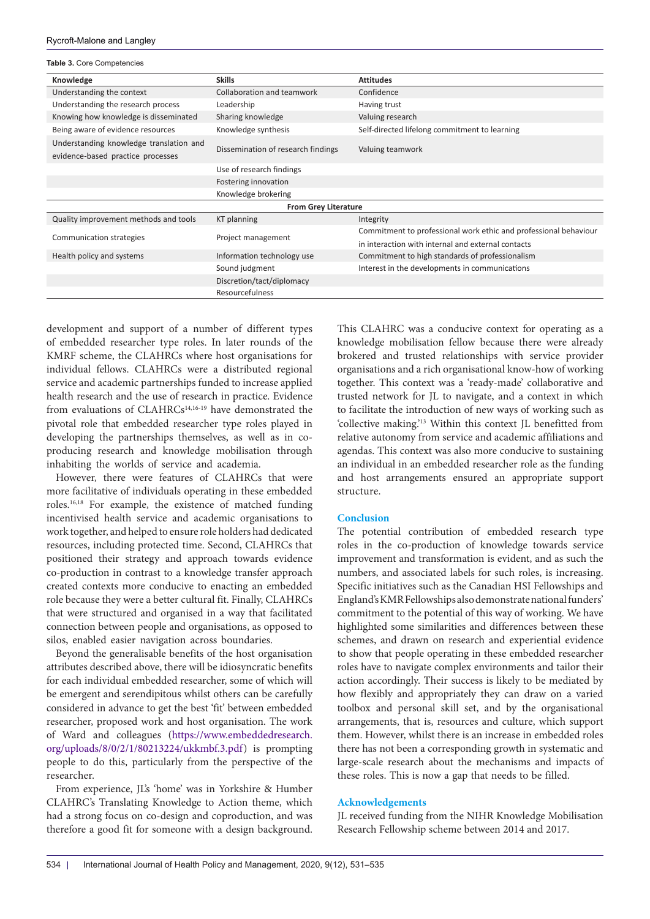**Table 3.** Core Competencies

| Knowledge | Skills | Attitudes |
|---|---|---|
| Understanding the context | Collaboration and teamwork | Confidence |
| Understanding the research process | Leadership | Having trust |
| Knowing how knowledge is disseminated | Sharing knowledge | Valuing research |
| Being aware of evidence resources | Knowledge synthesis | Self-directed lifelong commitment to learning |
| Understanding knowledge translation and evidence-based practice processes | Dissemination of research findings | Valuing teamwork |
| | Use of research findings | |
| | Fostering innovation | |
| | Knowledge brokering | |
| | **From Grey Literature** | |
| Quality improvement methods and tools | KT planning | Integrity |
| Communication strategies | Project management | Commitment to professional work ethic and professional behaviour in interaction with internal and external contacts |
| Health policy and systems | Information technology use | Commitment to high standards of professionalism |
| | Sound judgment | Interest in the developments in communications |
| | Discretion/tact/diplomacy | |
| | Resourcefulness | |

development and support of a number of different types of embedded researcher type roles. In later rounds of the KMRF scheme, the CLAHRCs where host organisations for individual fellows. CLAHRCs were a distributed regional service and academic partnerships funded to increase applied health research and the use of research in practice. Evidence from evaluations of CLAHRCs[14,16-19] have demonstrated the pivotal role that embedded researcher type roles played in developing the partnerships themselves, as well as in co-producing research and knowledge mobilisation through inhabiting the worlds of service and academia.

However, there were features of CLAHRCs that were more facilitative of individuals operating in these embedded roles.[16,18] For example, the existence of matched funding incentivised health service and academic organisations to work together, and helped to ensure role holders had dedicated resources, including protected time. Second, CLAHRCs that positioned their strategy and approach towards evidence co-production in contrast to a knowledge transfer approach created contexts more conducive to enacting an embedded role because they were a better cultural fit. Finally, CLAHRCs that were structured and organised in a way that facilitated connection between people and organisations, as opposed to silos, enabled easier navigation across boundaries.

Beyond the generalisable benefits of the host organisation attributes described above, there will be idiosyncratic benefits for each individual embedded researcher, some of which will be emergent and serendipitous whilst others can be carefully considered in advance to get the best 'fit' between embedded researcher, proposed work and host organisation. The work of Ward and colleagues (https://www.embeddedresearch.org/uploads/8/0/2/1/80213224/ukkmbf.3.pdf) is prompting people to do this, particularly from the perspective of the researcher.

From experience, JL's 'home' was in Yorkshire & Humber CLAHRC's Translating Knowledge to Action theme, which had a strong focus on co-design and coproduction, and was therefore a good fit for someone with a design background. This CLAHRC was a conducive context for operating as a knowledge mobilisation fellow because there were already brokered and trusted relationships with service provider organisations and a rich organisational know-how of working together. This context was a 'ready-made' collaborative and trusted network for JL to navigate, and a context in which to facilitate the introduction of new ways of working such as 'collective making.'[13] Within this context JL benefitted from relative autonomy from service and academic affiliations and agendas. This context was also more conducive to sustaining an individual in an embedded researcher role as the funding and host arrangements ensured an appropriate support structure.

## Conclusion

The potential contribution of embedded research type roles in the co-production of knowledge towards service improvement and transformation is evident, and as such the numbers, and associated labels for such roles, is increasing. Specific initiatives such as the Canadian HSI Fellowships and England's KMR Fellowships also demonstrate national funders' commitment to the potential of this way of working. We have highlighted some similarities and differences between these schemes, and drawn on research and experiential evidence to show that people operating in these embedded researcher roles have to navigate complex environments and tailor their action accordingly. Their success is likely to be mediated by how flexibly and appropriately they can draw on a varied toolbox and personal skill set, and by the organisational arrangements, that is, resources and culture, which support them. However, whilst there is an increase in embedded roles there has not been a corresponding growth in systematic and large-scale research about the mechanisms and impacts of these roles. This is now a gap that needs to be filled.

## Acknowledgements

JL received funding from the NIHR Knowledge Mobilisation Research Fellowship scheme between 2014 and 2017.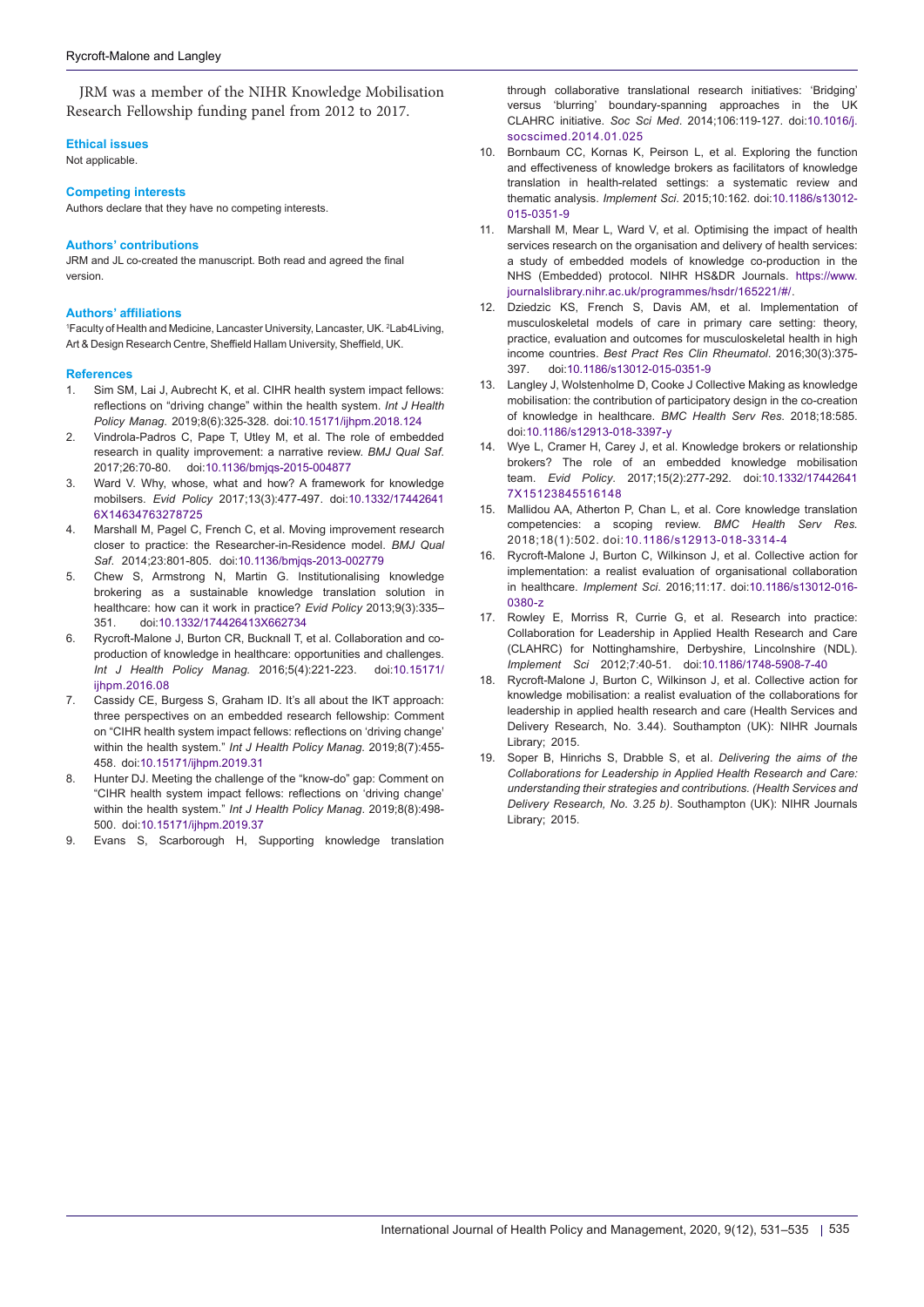JRM was a member of the NIHR Knowledge Mobilisation Research Fellowship funding panel from 2012 to 2017.

### Ethical issues

Not applicable.

### Competing interests

Authors declare that they have no competing interests.

### Authors' contributions

JRM and JL co-created the manuscript. Both read and agreed the final version.

### Authors' affiliations

[1]Faculty of Health and Medicine, Lancaster University, Lancaster, UK. [2]Lab4Living, Art & Design Research Centre, Sheffield Hallam University, Sheffield, UK.

### References

1. Sim SM, Lai J, Aubrecht K, et al. CIHR health system impact fellows: reflections on "driving change" within the health system. *Int J Health Policy Manag*. 2019;8(6):325-328. doi:10.15171/ijhpm.2018.124
2. Vindrola-Padros C, Pape T, Utley M, et al. The role of embedded research in quality improvement: a narrative review. *BMJ Qual Saf*. 2017;26:70-80. doi:10.1136/bmjqs-2015-004877
3. Ward V. Why, whose, what and how? A framework for knowledge mobilisers. *Evid Policy* 2017;13(3):477-497. doi:10.1332/174426416X14634763278725
4. Marshall M, Pagel C, French C, et al. Moving improvement research closer to practice: the Researcher-in-Residence model. *BMJ Qual Saf*. 2014;23:801-805. doi:10.1136/bmjqs-2013-002779
5. Chew S, Armstrong N, Martin G. Institutionalising knowledge brokering as a sustainable knowledge translation solution in healthcare: how can it work in practice? *Evid Policy* 2013;9(3):335–351. doi:10.1332/174426413X662734
6. Rycroft-Malone J, Burton CR, Bucknall T, et al. Collaboration and co-production of knowledge in healthcare: opportunities and challenges. *Int J Health Policy Manag*. 2016;5(4):221-223. doi:10.15171/ijhpm.2016.08
7. Cassidy CE, Burgess S, Graham ID. It's all about the IKT approach: three perspectives on an embedded research fellowship: Comment on "CIHR health system impact fellows: reflections on 'driving change' within the health system." *Int J Health Policy Manag*. 2019;8(7):455-458. doi:10.15171/ijhpm.2019.31
8. Hunter DJ. Meeting the challenge of the "know-do" gap: Comment on "CIHR health system impact fellows: reflections on 'driving change' within the health system." *Int J Health Policy Manag*. 2019;8(8):498-500. doi:10.15171/ijhpm.2019.37
9. Evans S, Scarborough H, Supporting knowledge translation through collaborative translational research initiatives: 'Bridging' versus 'blurring' boundary-spanning approaches in the UK CLAHRC initiative. *Soc Sci Med*. 2014;106:119-127. doi:10.1016/j.socscimed.2014.01.025
10. Bornbaum CC, Kornas K, Peirson L, et al. Exploring the function and effectiveness of knowledge brokers as facilitators of knowledge translation in health-related settings: a systematic review and thematic analysis. *Implement Sci*. 2015;10:162. doi:10.1186/s13012-015-0351-9
11. Marshall M, Mear L, Ward V, et al. Optimising the impact of health services research on the organisation and delivery of health services: a study of embedded models of knowledge co-production in the NHS (Embedded) protocol. NIHR HS&DR Journals. https://www.journalslibrary.nihr.ac.uk/programmes/hsdr/165221/#/.
12. Dziedzic KS, French S, Davis AM, et al. Implementation of musculoskeletal models of care in primary care setting: theory, practice, evaluation and outcomes for musculoskeletal health in high income countries. *Best Pract Res Clin Rheumatol*. 2016;30(3):375-397. doi:10.1186/s13012-015-0351-9
13. Langley J, Wolstenholme D, Cooke J Collective Making as knowledge mobilisation: the contribution of participatory design in the co-creation of knowledge in healthcare. *BMC Health Serv Res*. 2018;18:585. doi:10.1186/s12913-018-3397-y
14. Wye L, Cramer H, Carey J, et al. Knowledge brokers or relationship brokers? The role of an embedded knowledge mobilisation team. *Evid Policy*. 2017;15(2):277-292. doi:10.1332/174426417X15123845516148
15. Mallidou AA, Atherton P, Chan L, et al. Core knowledge translation competencies: a scoping review. *BMC Health Serv Res*. 2018;18(1):502. doi:10.1186/s12913-018-3314-4
16. Rycroft-Malone J, Burton C, Wilkinson J, et al. Collective action for implementation: a realist evaluation of organisational collaboration in healthcare. *Implement Sci*. 2016;11:17. doi:10.1186/s13012-016-0380-z
17. Rowley E, Morriss R, Currie G, et al. Research into practice: Collaboration for Leadership in Applied Health Research and Care (CLAHRC) for Nottinghamshire, Derbyshire, Lincolnshire (NDL). *Implement Sci* 2012;7:40-51. doi:10.1186/1748-5908-7-40
18. Rycroft-Malone J, Burton C, Wilkinson J, et al. Collective action for knowledge mobilisation: a realist evaluation of the collaborations for leadership in applied health research and care (Health Services and Delivery Research, No. 3.44). Southampton (UK): NIHR Journals Library; 2015.
19. Soper B, Hinrichs S, Drabble S, et al. *Delivering the aims of the Collaborations for Leadership in Applied Health Research and Care: understanding their strategies and contributions. (Health Services and Delivery Research, No. 3.25 b)*. Southampton (UK): NIHR Journals Library; 2015.